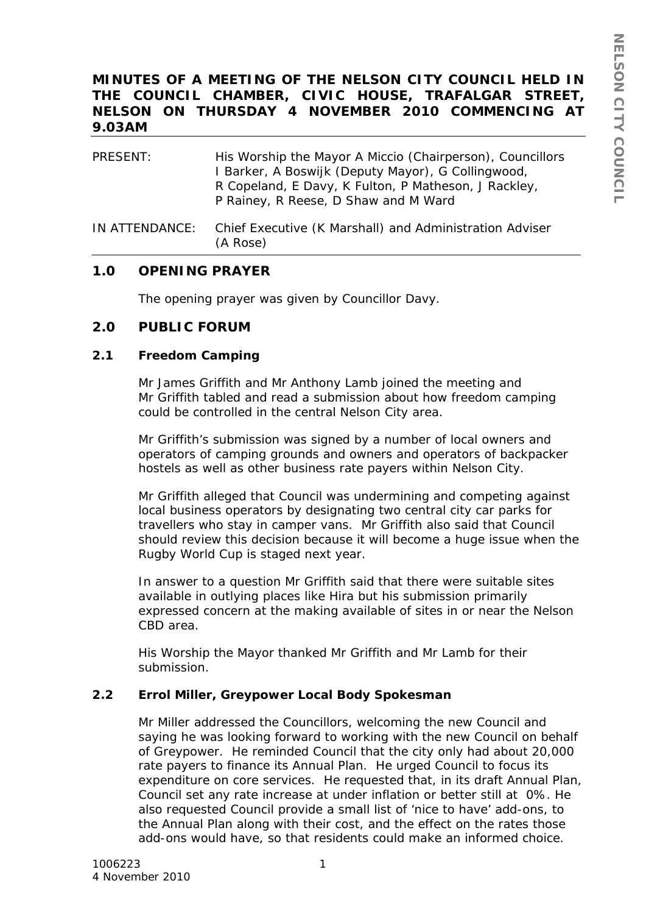# MINUTES OF A MEETING OF THE NELSON CITY COUNCIL HELD IN THE COUNCIL CHAMBER, CIVIC HOUSE, TRAFALGAR STREET, NELSON ON THURSDAY 4 NOVEMBER 2010 COMMENCING AT 9.03AM

| | |
|---|---|
| PRESENT: | His Worship the Mayor A Miccio (Chairperson), Councillors I Barker, A Boswijk (Deputy Mayor), G Collingwood, R Copeland, E Davy, K Fulton, P Matheson, J Rackley, P Rainey, R Reese, D Shaw and M Ward |
| IN ATTENDANCE: | Chief Executive (K Marshall) and Administration Adviser (A Rose) |

## 1.0 OPENING PRAYER

The opening prayer was given by Councillor Davy.

## 2.0 PUBLIC FORUM

### 2.1 Freedom Camping

Mr James Griffith and Mr Anthony Lamb joined the meeting and Mr Griffith tabled and read a submission about how freedom camping could be controlled in the central Nelson City area.

Mr Griffith's submission was signed by a number of local owners and operators of camping grounds and owners and operators of backpacker hostels as well as other business rate payers within Nelson City.

Mr Griffith alleged that Council was undermining and competing against local business operators by designating two central city car parks for travellers who stay in camper vans. Mr Griffith also said that Council should review this decision because it will become a huge issue when the Rugby World Cup is staged next year.

In answer to a question Mr Griffith said that there were suitable sites available in outlying places like Hira but his submission primarily expressed concern at the making available of sites in or near the Nelson CBD area.

His Worship the Mayor thanked Mr Griffith and Mr Lamb for their submission.

### 2.2 Errol Miller, Greypower Local Body Spokesman

Mr Miller addressed the Councillors, welcoming the new Council and saying he was looking forward to working with the new Council on behalf of Greypower. He reminded Council that the city only had about 20,000 rate payers to finance its Annual Plan. He urged Council to focus its expenditure on core services. He requested that, in its draft Annual Plan, Council set any rate increase at under inflation or better still at 0%. He also requested Council provide a small list of 'nice to have' add-ons, to the Annual Plan along with their cost, and the effect on the rates those add-ons would have, so that residents could make an informed choice.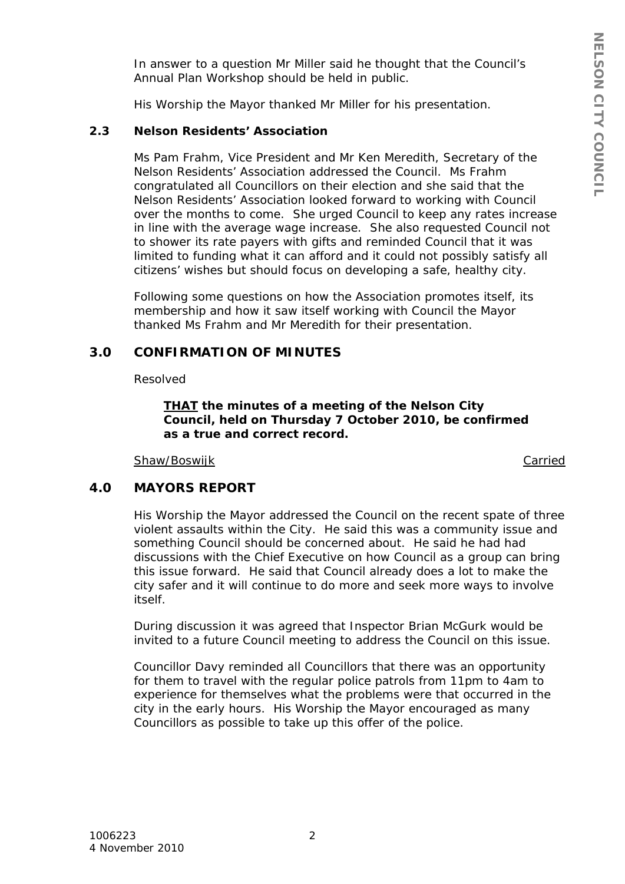In answer to a question Mr Miller said he thought that the Council's Annual Plan Workshop should be held in public.

His Worship the Mayor thanked Mr Miller for his presentation.

### 2.3 Nelson Residents' Association

Ms Pam Frahm, Vice President and Mr Ken Meredith, Secretary of the Nelson Residents' Association addressed the Council. Ms Frahm congratulated all Councillors on their election and she said that the Nelson Residents' Association looked forward to working with Council over the months to come. She urged Council to keep any rates increase in line with the average wage increase. She also requested Council not to shower its rate payers with gifts and reminded Council that it was limited to funding what it can afford and it could not possibly satisfy all citizens' wishes but should focus on developing a safe, healthy city.

Following some questions on how the Association promotes itself, its membership and how it saw itself working with Council the Mayor thanked Ms Frahm and Mr Meredith for their presentation.

## 3.0 CONFIRMATION OF MINUTES

Resolved

> **THAT the minutes of a meeting of the Nelson City Council, held on Thursday 7 October 2010, be confirmed as a true and correct record.**

Shaw/Boswijk — Carried

## 4.0 MAYORS REPORT

His Worship the Mayor addressed the Council on the recent spate of three violent assaults within the City. He said this was a community issue and something Council should be concerned about. He said he had had discussions with the Chief Executive on how Council as a group can bring this issue forward. He said that Council already does a lot to make the city safer and it will continue to do more and seek more ways to involve itself.

During discussion it was agreed that Inspector Brian McGurk would be invited to a future Council meeting to address the Council on this issue.

Councillor Davy reminded all Councillors that there was an opportunity for them to travel with the regular police patrols from 11pm to 4am to experience for themselves what the problems were that occurred in the city in the early hours. His Worship the Mayor encouraged as many Councillors as possible to take up this offer of the police.

1006223
4 November 2010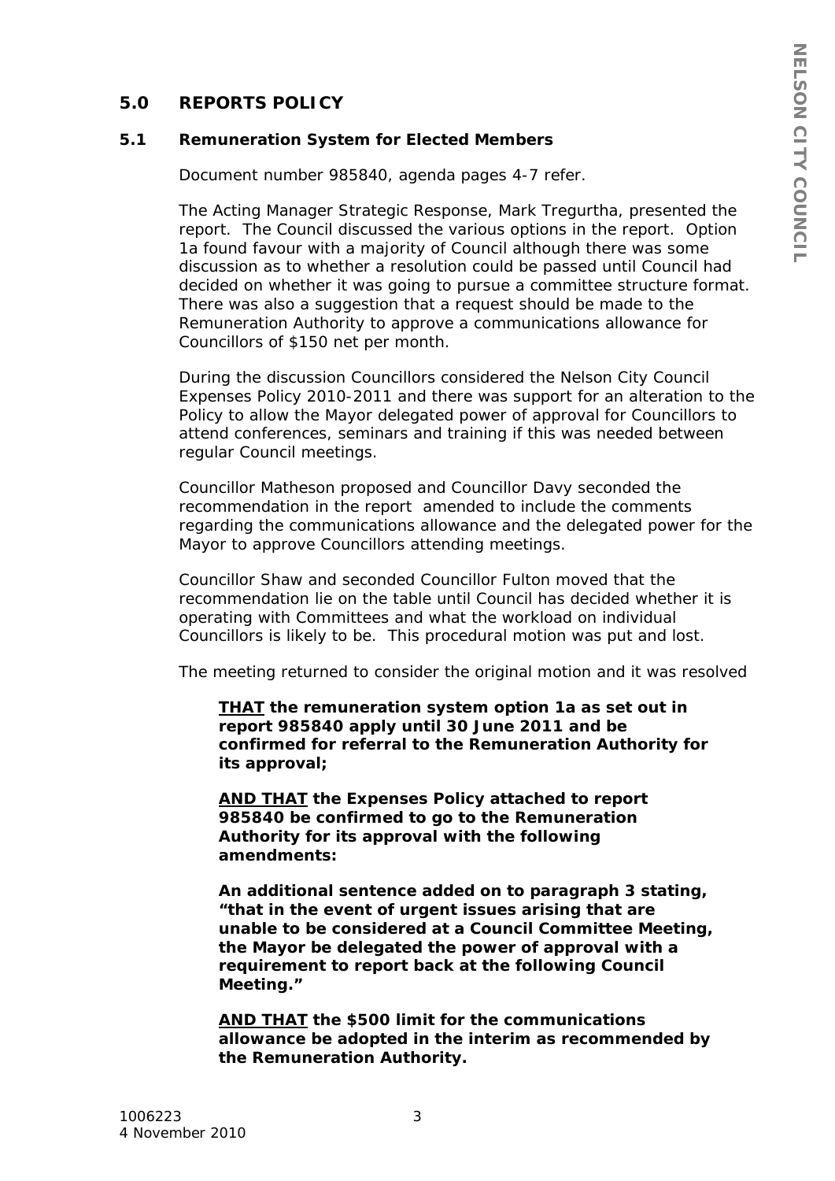## 5.0 REPORTS POLICY

### 5.1 Remuneration System for Elected Members

Document number 985840, agenda pages 4-7 refer.

The Acting Manager Strategic Response, Mark Tregurtha, presented the report. The Council discussed the various options in the report. Option 1a found favour with a majority of Council although there was some discussion as to whether a resolution could be passed until Council had decided on whether it was going to pursue a committee structure format. There was also a suggestion that a request should be made to the Remuneration Authority to approve a communications allowance for Councillors of $150 net per month.

During the discussion Councillors considered the Nelson City Council Expenses Policy 2010-2011 and there was support for an alteration to the Policy to allow the Mayor delegated power of approval for Councillors to attend conferences, seminars and training if this was needed between regular Council meetings.

Councillor Matheson proposed and Councillor Davy seconded the recommendation in the report amended to include the comments regarding the communications allowance and the delegated power for the Mayor to approve Councillors attending meetings.

Councillor Shaw and seconded Councillor Fulton moved that the recommendation lie on the table until Council has decided whether it is operating with Committees and what the workload on individual Councillors is likely to be. This procedural motion was put and lost.

The meeting returned to consider the original motion and it was resolved

> **<u>THAT</u> the remuneration system option 1a as set out in report 985840 apply until 30 June 2011 and be confirmed for referral to the Remuneration Authority for its approval;**
>
> **<u>AND THAT</u> the Expenses Policy attached to report 985840 be confirmed to go to the Remuneration Authority for its approval with the following amendments:**
>
> **An additional sentence added on to paragraph 3 stating, "that in the event of urgent issues arising that are unable to be considered at a Council Committee Meeting, the Mayor be delegated the power of approval with a requirement to report back at the following Council Meeting."**
>
> **<u>AND THAT</u> the $500 limit for the communications allowance be adopted in the interim as recommended by the Remuneration Authority.**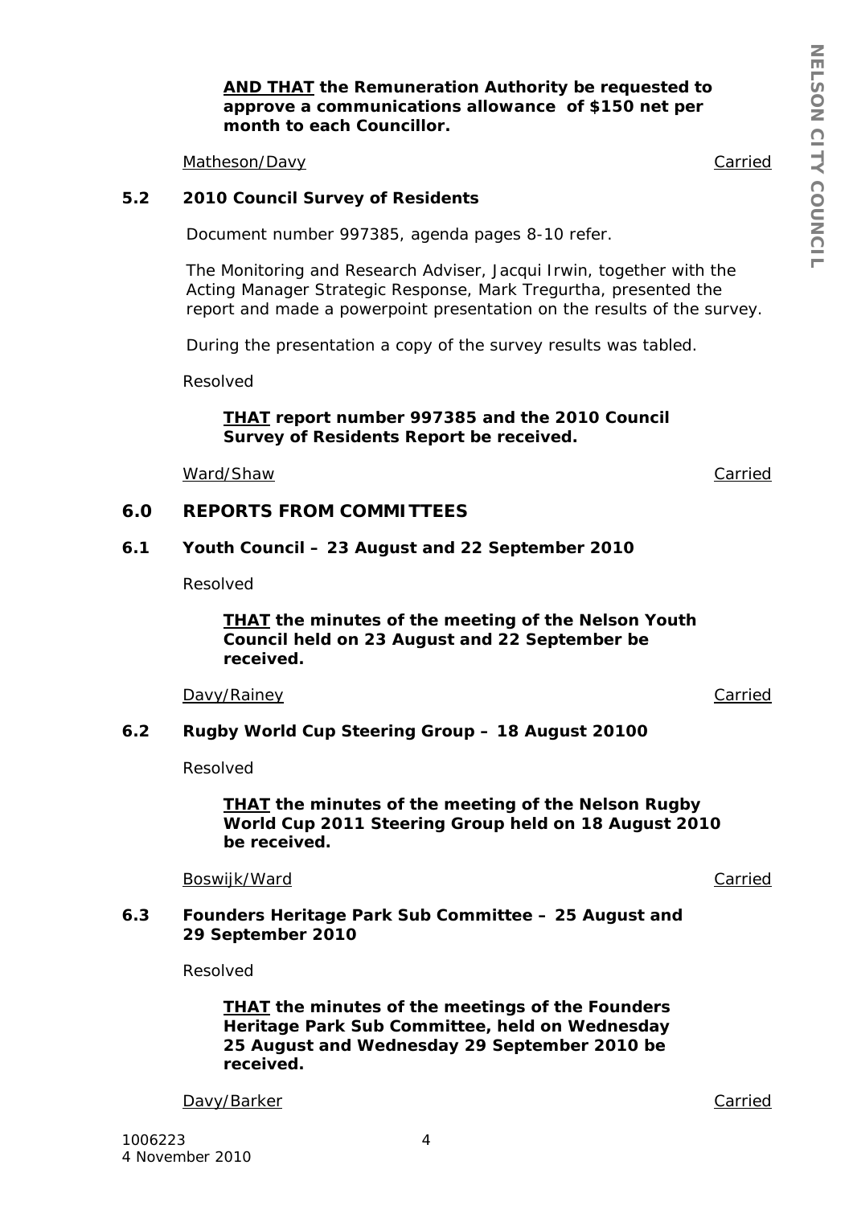**<u>AND THAT</u> the Remuneration Authority be requested to approve a communications allowance of $150 net per month to each Councillor.**

<u>Matheson/Davy</u> <u>Carried</u>

### 5.2 2010 Council Survey of Residents

Document number 997385, agenda pages 8-10 refer.

The Monitoring and Research Adviser, Jacqui Irwin, together with the Acting Manager Strategic Response, Mark Tregurtha, presented the report and made a powerpoint presentation on the results of the survey.

During the presentation a copy of the survey results was tabled.

Resolved

**<u>THAT</u> report number 997385 and the 2010 Council Survey of Residents Report be received.**

<u>Ward/Shaw</u> <u>Carried</u>

## 6.0 REPORTS FROM COMMITTEES

### 6.1 Youth Council – 23 August and 22 September 2010

Resolved

**<u>THAT</u> the minutes of the meeting of the Nelson Youth Council held on 23 August and 22 September be received.**

<u>Davy/Rainey</u> <u>Carried</u>

### 6.2 Rugby World Cup Steering Group – 18 August 20100

Resolved

**<u>THAT</u> the minutes of the meeting of the Nelson Rugby World Cup 2011 Steering Group held on 18 August 2010 be received.**

<u>Boswijk/Ward</u> <u>Carried</u>

### 6.3 Founders Heritage Park Sub Committee – 25 August and 29 September 2010

Resolved

**<u>THAT</u> the minutes of the meetings of the Founders Heritage Park Sub Committee, held on Wednesday 25 August and Wednesday 29 September 2010 be received.**

<u>Davy/Barker</u> <u>Carried</u>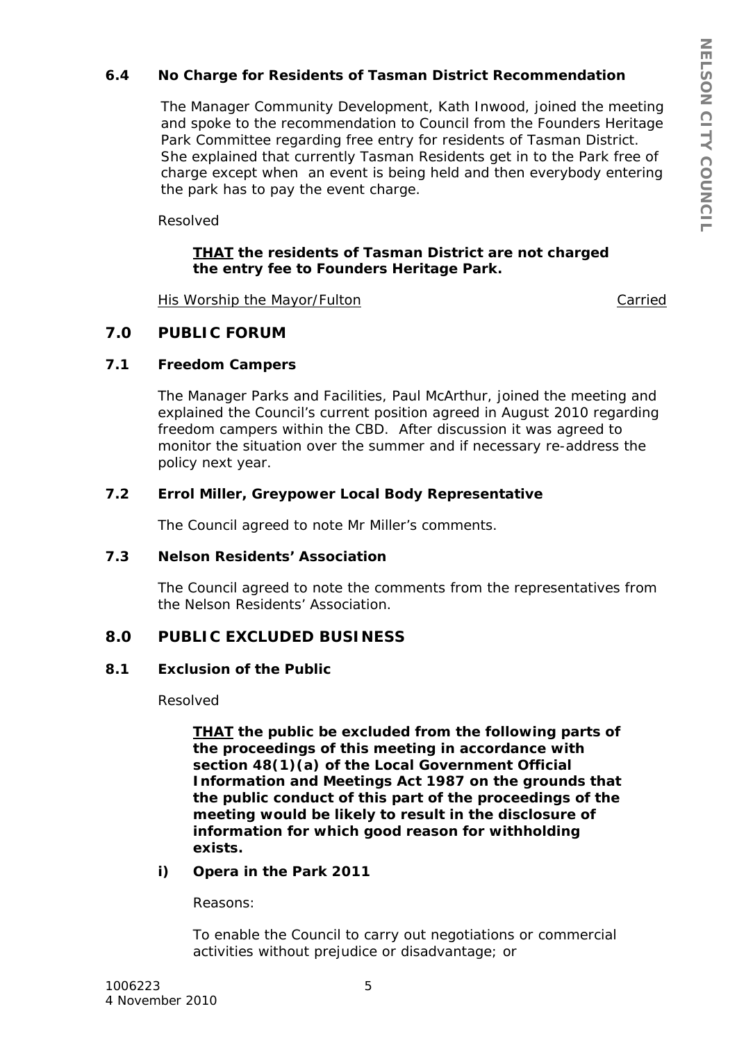### 6.4 No Charge for Residents of Tasman District Recommendation

The Manager Community Development, Kath Inwood, joined the meeting and spoke to the recommendation to Council from the Founders Heritage Park Committee regarding free entry for residents of Tasman District. She explained that currently Tasman Residents get in to the Park free of charge except when an event is being held and then everybody entering the park has to pay the event charge.

Resolved

> **<u>THAT</u> the residents of Tasman District are not charged the entry fee to Founders Heritage Park.**

<u>His Worship the Mayor/Fulton</u> <u>Carried</u>

## 7.0 PUBLIC FORUM

### 7.1 Freedom Campers

The Manager Parks and Facilities, Paul McArthur, joined the meeting and explained the Council's current position agreed in August 2010 regarding freedom campers within the CBD. After discussion it was agreed to monitor the situation over the summer and if necessary re-address the policy next year.

### 7.2 Errol Miller, Greypower Local Body Representative

The Council agreed to note Mr Miller's comments.

### 7.3 Nelson Residents' Association

The Council agreed to note the comments from the representatives from the Nelson Residents' Association.

## 8.0 PUBLIC EXCLUDED BUSINESS

### 8.1 Exclusion of the Public

Resolved

> **<u>THAT</u> the public be excluded from the following parts of the proceedings of this meeting in accordance with section 48(1)(a) of the Local Government Official Information and Meetings Act 1987 on the grounds that the public conduct of this part of the proceedings of the meeting would be likely to result in the disclosure of information for which good reason for withholding exists.**

**i) Opera in the Park 2011**

Reasons:

To enable the Council to carry out negotiations or commercial activities without prejudice or disadvantage; or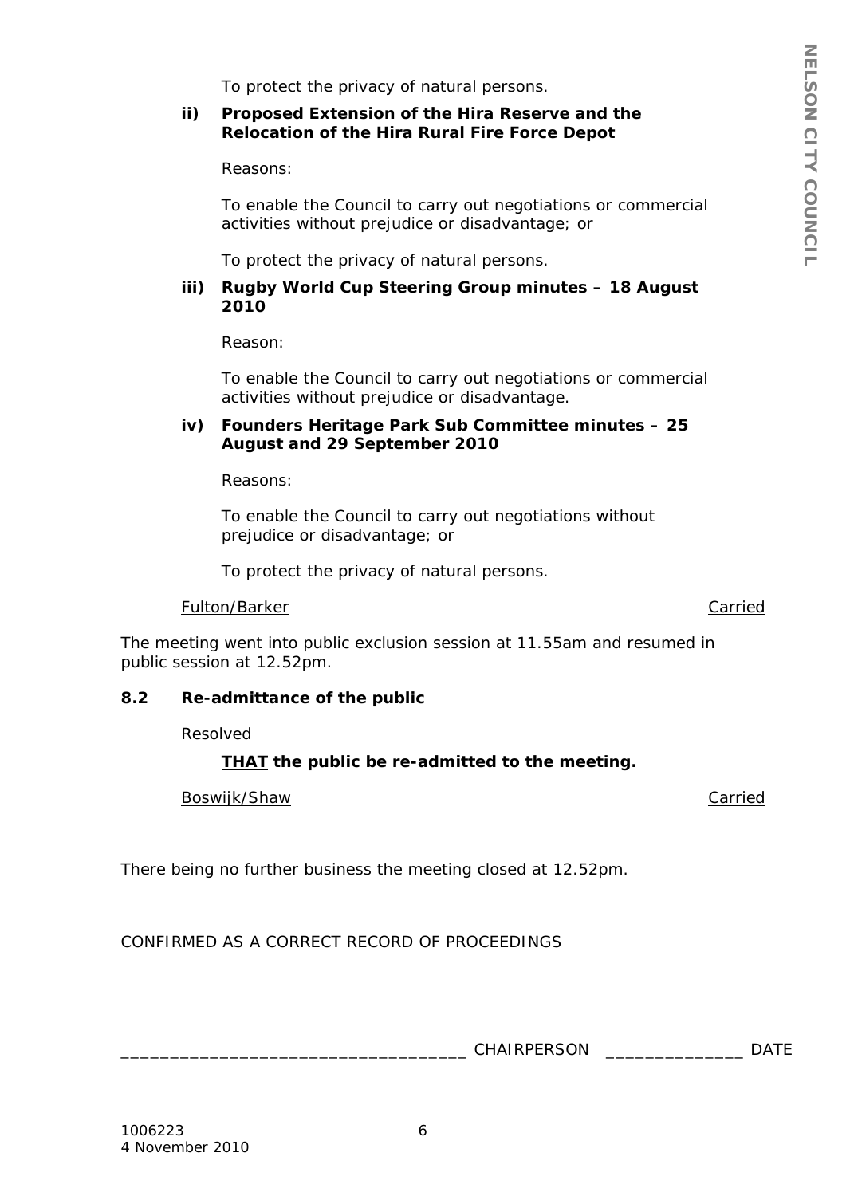To protect the privacy of natural persons.

**ii) Proposed Extension of the Hira Reserve and the Relocation of the Hira Rural Fire Force Depot**

Reasons:

To enable the Council to carry out negotiations or commercial activities without prejudice or disadvantage; or

To protect the privacy of natural persons.

**iii) Rugby World Cup Steering Group minutes – 18 August 2010**

Reason:

To enable the Council to carry out negotiations or commercial activities without prejudice or disadvantage.

**iv) Founders Heritage Park Sub Committee minutes – 25 August and 29 September 2010**

Reasons:

To enable the Council to carry out negotiations without prejudice or disadvantage; or

To protect the privacy of natural persons.

Fulton/Barker Carried

The meeting went into public exclusion session at 11.55am and resumed in public session at 12.52pm.

**8.2 Re-admittance of the public**

Resolved

**THAT the public be re-admitted to the meeting.**

Boswijk/Shaw Carried

There being no further business the meeting closed at 12.52pm.

CONFIRMED AS A CORRECT RECORD OF PROCEEDINGS

___________________________________ CHAIRPERSON ______________ DATE

1006223
4 November 2010